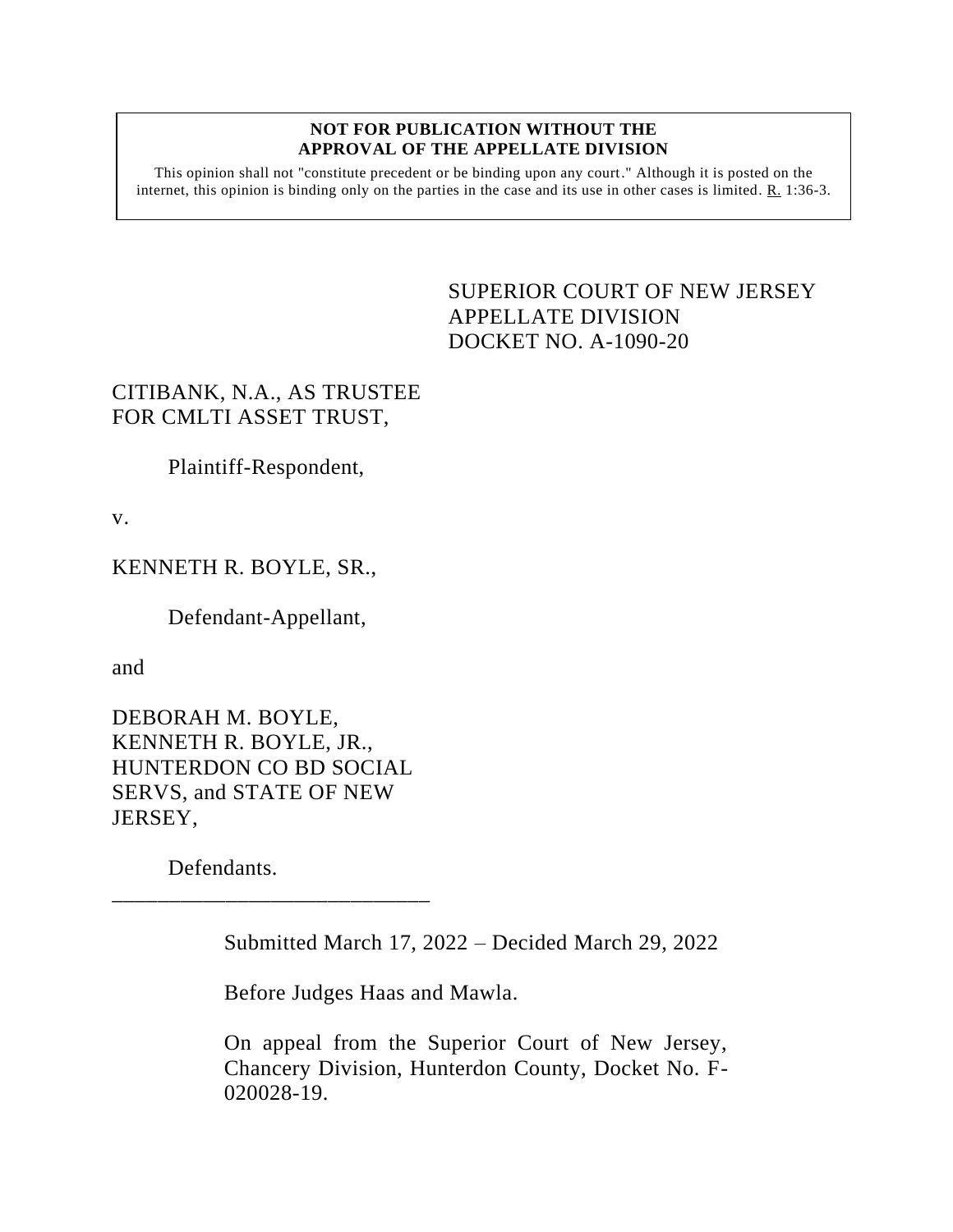**NOT FOR PUBLICATION WITHOUT THE APPROVAL OF THE APPELLATE DIVISION**

This opinion shall not "constitute precedent or be binding upon any court." Although it is posted on the internet, this opinion is binding only on the parties in the case and its use in other cases is limited. R. 1:36-3.

SUPERIOR COURT OF NEW JERSEY
APPELLATE DIVISION
DOCKET NO. A-1090-20

CITIBANK, N.A., AS TRUSTEE FOR CMLTI ASSET TRUST,

Plaintiff-Respondent,

v.

KENNETH R. BOYLE, SR.,

Defendant-Appellant,

and

DEBORAH M. BOYLE, KENNETH R. BOYLE, JR., HUNTERDON CO BD SOCIAL SERVS, and STATE OF NEW JERSEY,

Defendants.

\_\_\_\_\_\_\_\_\_\_\_\_\_\_\_\_\_\_\_\_\_\_\_\_\_\_\_\_\_\_

Submitted March 17, 2022 – Decided March 29, 2022

Before Judges Haas and Mawla.

On appeal from the Superior Court of New Jersey, Chancery Division, Hunterdon County, Docket No. F-020028-19.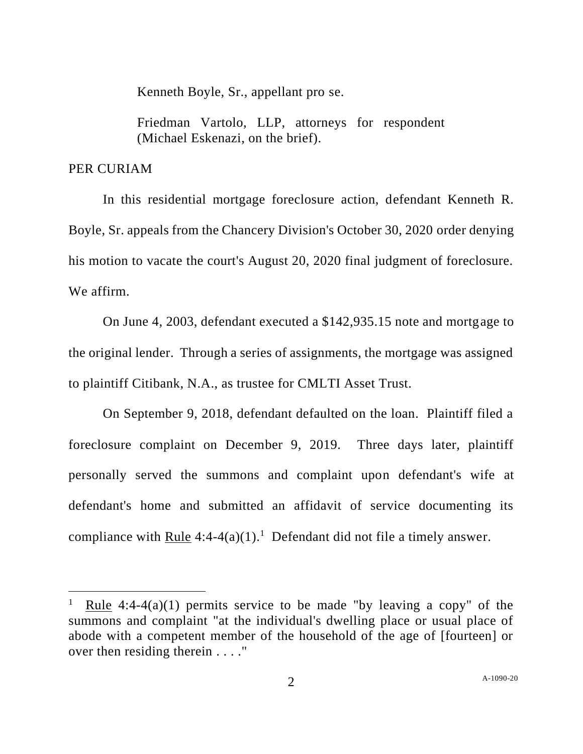Kenneth Boyle, Sr., appellant pro se.

Friedman Vartolo, LLP, attorneys for respondent (Michael Eskenazi, on the brief).

PER CURIAM

In this residential mortgage foreclosure action, defendant Kenneth R. Boyle, Sr. appeals from the Chancery Division's October 30, 2020 order denying his motion to vacate the court's August 20, 2020 final judgment of foreclosure. We affirm.

On June 4, 2003, defendant executed a $142,935.15 note and mortgage to the original lender. Through a series of assignments, the mortgage was assigned to plaintiff Citibank, N.A., as trustee for CMLTI Asset Trust.

On September 9, 2018, defendant defaulted on the loan. Plaintiff filed a foreclosure complaint on December 9, 2019. Three days later, plaintiff personally served the summons and complaint upon defendant's wife at defendant's home and submitted an affidavit of service documenting its compliance with Rule 4:4-4(a)(1).[1] Defendant did not file a timely answer.

---

[1] Rule 4:4-4(a)(1) permits service to be made "by leaving a copy" of the summons and complaint "at the individual's dwelling place or usual place of abode with a competent member of the household of the age of [fourteen] or over then residing therein . . . ."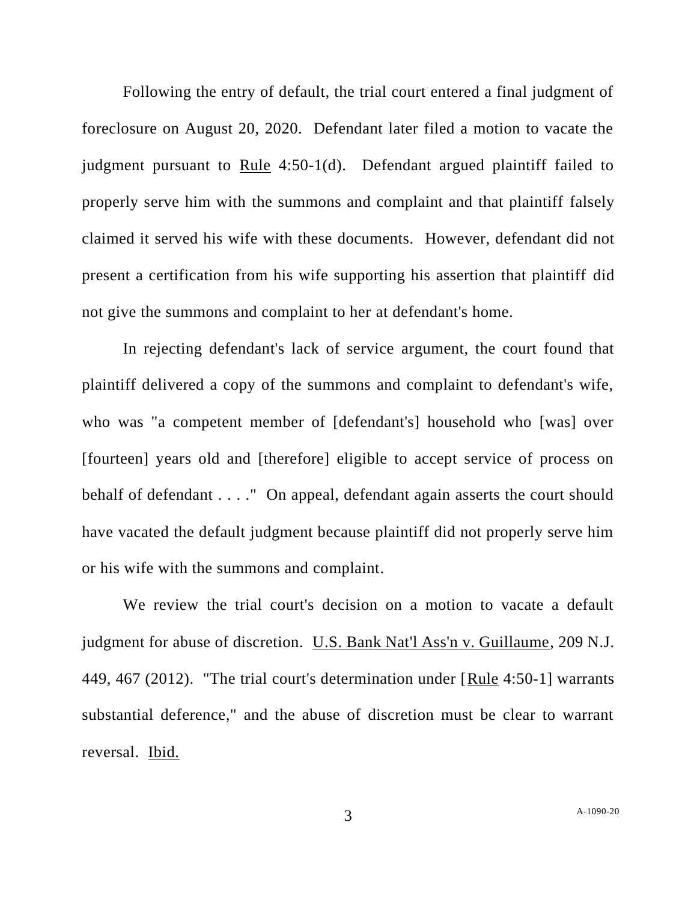Following the entry of default, the trial court entered a final judgment of foreclosure on August 20, 2020. Defendant later filed a motion to vacate the judgment pursuant to Rule 4:50-1(d). Defendant argued plaintiff failed to properly serve him with the summons and complaint and that plaintiff falsely claimed it served his wife with these documents. However, defendant did not present a certification from his wife supporting his assertion that plaintiff did not give the summons and complaint to her at defendant's home.

In rejecting defendant's lack of service argument, the court found that plaintiff delivered a copy of the summons and complaint to defendant's wife, who was "a competent member of [defendant's] household who [was] over [fourteen] years old and [therefore] eligible to accept service of process on behalf of defendant . . . ." On appeal, defendant again asserts the court should have vacated the default judgment because plaintiff did not properly serve him or his wife with the summons and complaint.

We review the trial court's decision on a motion to vacate a default judgment for abuse of discretion. U.S. Bank Nat'l Ass'n v. Guillaume, 209 N.J. 449, 467 (2012). "The trial court's determination under [Rule 4:50-1] warrants substantial deference," and the abuse of discretion must be clear to warrant reversal. Ibid.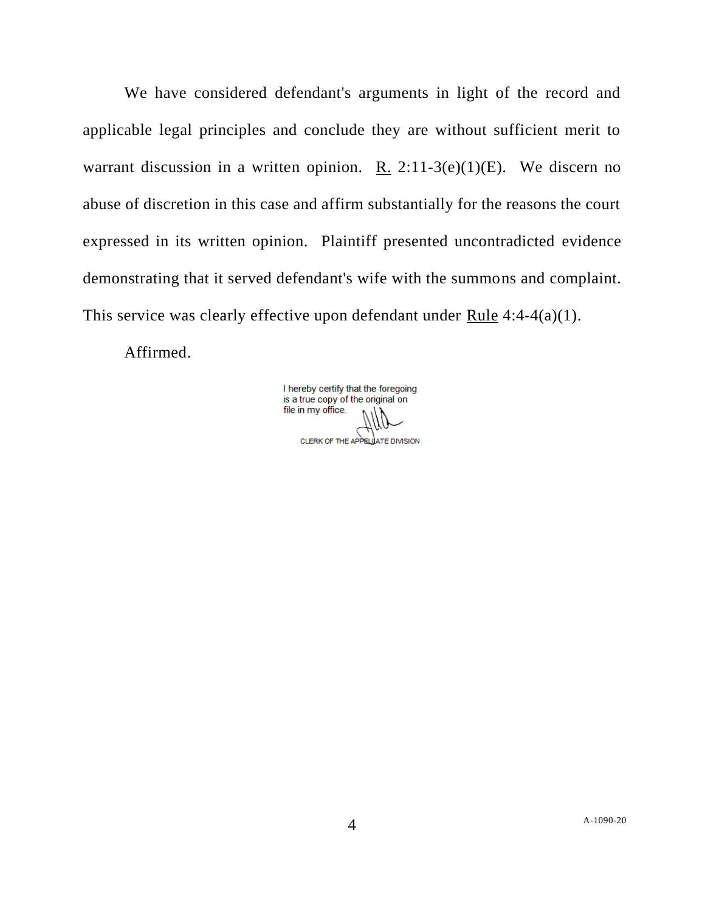We have considered defendant's arguments in light of the record and applicable legal principles and conclude they are without sufficient merit to warrant discussion in a written opinion. R. 2:11-3(e)(1)(E). We discern no abuse of discretion in this case and affirm substantially for the reasons the court expressed in its written opinion. Plaintiff presented uncontradicted evidence demonstrating that it served defendant's wife with the summons and complaint. This service was clearly effective upon defendant under Rule 4:4-4(a)(1).

Affirmed.

I hereby certify that the foregoing is a true copy of the original on file in my office.

CLERK OF THE APPELLATE DIVISION